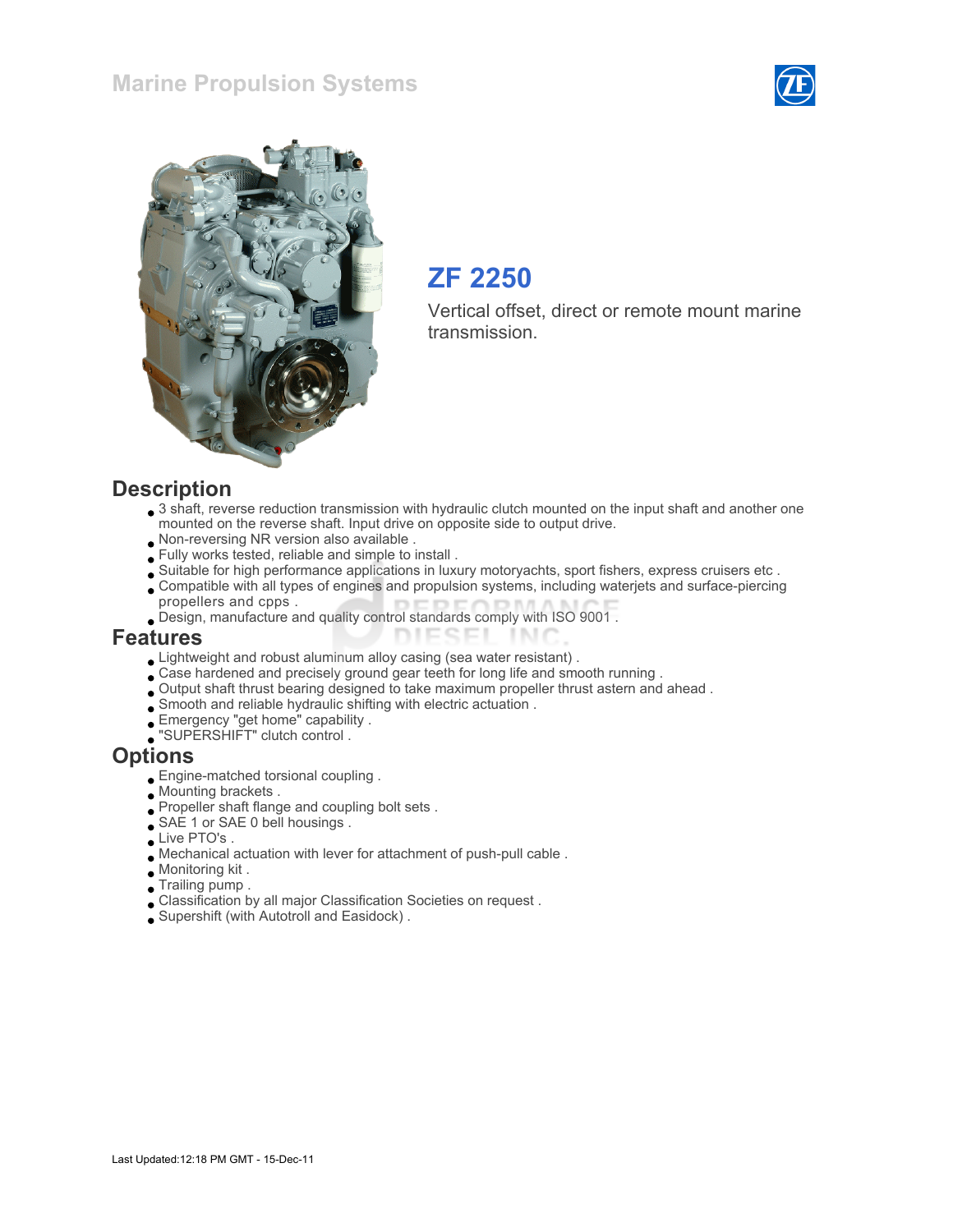# Marine Propulsion Systems

## ZF 2250

Vertical offset, direct or remote mount marine transmission.

## Description

- 3 shaft, reverse reduction transmission with hydraulic clutch mounted on the input shaft and another one mounted on the reverse shaft. Input drive on opposite side to output drive.
- Non-reversing NR version also available .
- Fully works tested, reliable and simple to install .
- Suitable for high performance applications in luxury motoryachts, sport fishers, express cruisers etc .
- Compatible with all types of engines and propulsion systems, including waterjets and surface-piercing propellers and cpps .
- Design, manufacture and quality control standards comply with ISO 9001 .

## Features

- Lightweight and robust aluminum alloy casing (sea water resistant) .
- Case hardened and precisely ground gear teeth for long life and smooth running .
- Output shaft thrust bearing designed to take maximum propeller thrust astern and ahead .
- Smooth and reliable hydraulic shifting with electric actuation .
- Emergency "get home" capability .
- "SUPERSHIFT" clutch control .

## Options

- Engine-matched torsional coupling .
- Mounting brackets .
- Propeller shaft flange and coupling bolt sets .
- SAE 1 or SAE 0 bell housings .
- Live PTO's .
- Mechanical actuation with lever for attachment of push-pull cable .
- Monitoring kit .
- Trailing pump .
- Classification by all major Classification Societies on request .
- Supershift (with Autotroll and Easidock) .

Last Updated:12:18 PM GMT - 15-Dec-11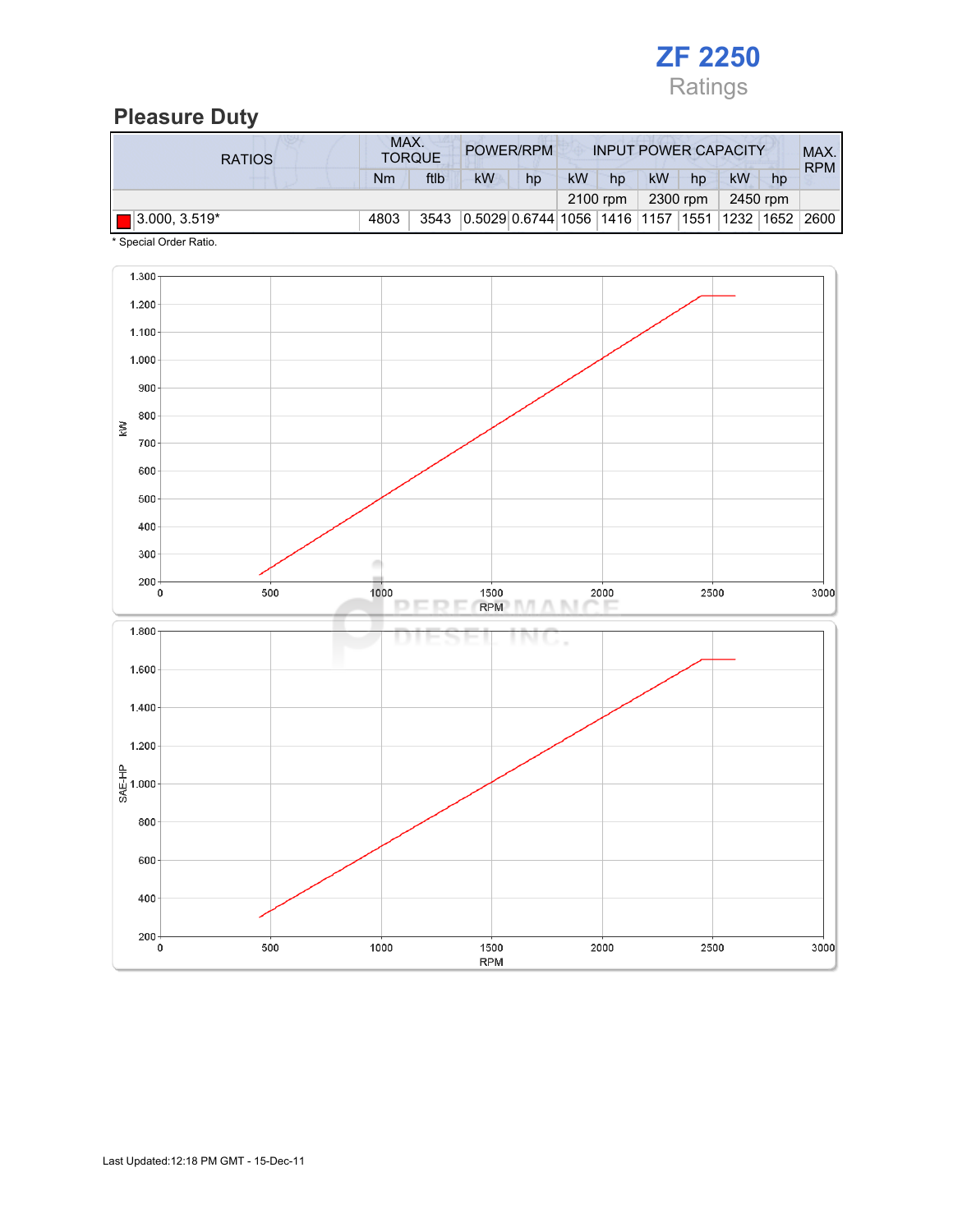# ZF 2250

Ratings

## Pleasure Duty

| RATIOS | MAX. TORQUE | | POWER/RPM | | INPUT POWER CAPACITY | | | | | | MAX. RPM |
|---|---|---|---|---|---|---|---|---|---|---|---|
| | Nm | ftlb | kW | hp | kW | hp | kW | hp | kW | hp | |
| | | | | | 2100 rpm | | 2300 rpm | | 2450 rpm | | |
| 3.000, 3.519* | 4803 | 3543 | 0.5029 | 0.6744 | 1056 | 1416 | 1157 | 1551 | 1232 | 1652 | 2600 |

\* Special Order Ratio.

Last Updated:12:18 PM GMT - 15-Dec-11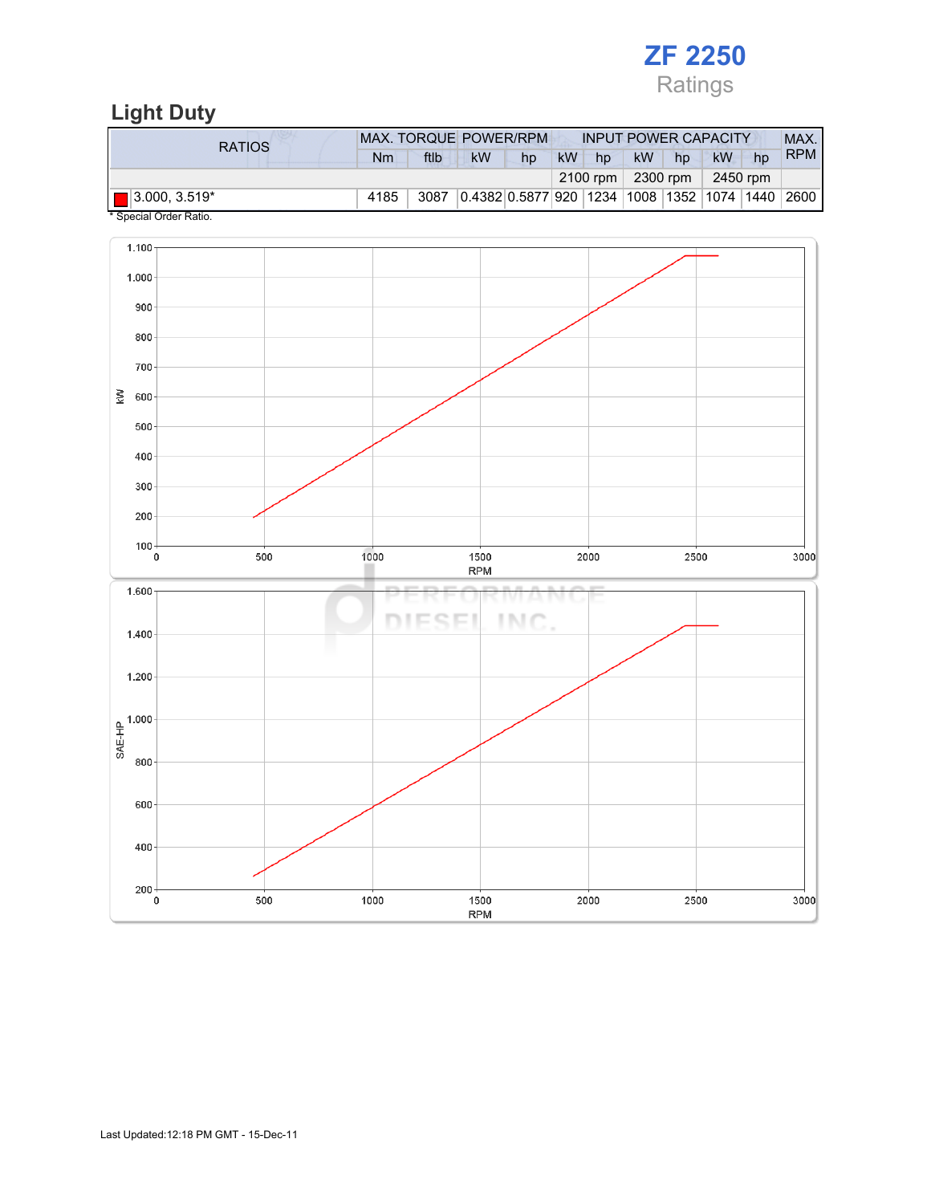# ZF 2250

Ratings

## Light Duty

| RATIOS | MAX. TORQUE | | POWER/RPM | | INPUT POWER CAPACITY | | | | | | MAX. RPM |
|---|---|---|---|---|---|---|---|---|---|---|---|
| | Nm | ftlb | kW | hp | kW | hp | kW | hp | kW | hp | |
| | | | | | 2100 rpm | | 2300 rpm | | 2450 rpm | | |
| 3.000, 3.519* | 4185 | 3087 | 0.4382 | 0.5877 | 920 | 1234 | 1008 | 1352 | 1074 | 1440 | 2600 |

* Special Order Ratio.

Last Updated:12:18 PM GMT - 15-Dec-11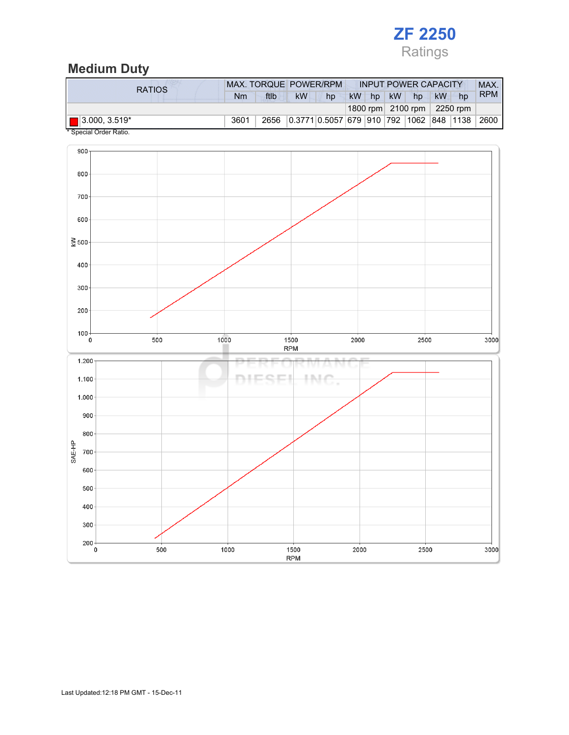# ZF 2250

Ratings

## Medium Duty

| RATIOS | MAX. TORQUE | | POWER/RPM | | INPUT POWER CAPACITY | | | | | | MAX. RPM |
|---|---|---|---|---|---|---|---|---|---|---|---|
| | Nm | ftlb | kW | hp | kW | hp | kW | hp | kW | hp | |
| | | | | | 1800 rpm | | 2100 rpm | | 2250 rpm | | |
| 3.000, 3.519* | 3601 | 2656 | 0.3771 | 0.5057 | 679 | 910 | 792 | 1062 | 848 | 1138 | 2600 |

* Special Order Ratio.

Last Updated:12:18 PM GMT - 15-Dec-11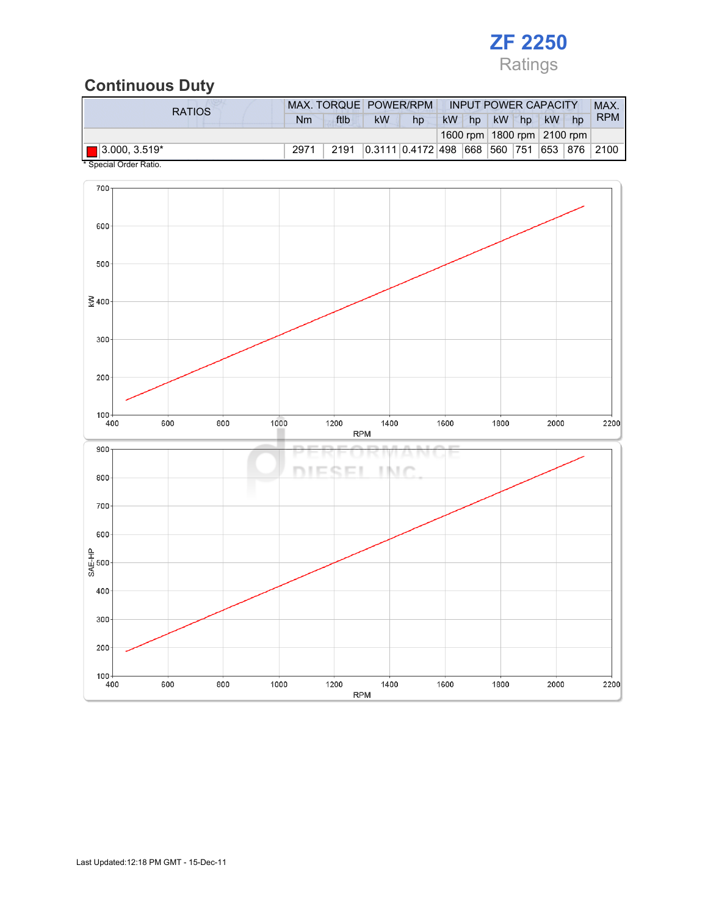# ZF 2250

Ratings

## Continuous Duty

| RATIOS | MAX. TORQUE | | POWER/RPM | | INPUT POWER CAPACITY | | | | | | MAX. RPM |
|---|---|---|---|---|---|---|---|---|---|---|---|
| | Nm | ftlb | kW | hp | kW | hp | kW | hp | kW | hp | |
| | | | | | 1600 rpm | | 1800 rpm | | 2100 rpm | | |
| 3.000, 3.519* | 2971 | 2191 | 0.3111 | 0.4172 | 498 | 668 | 560 | 751 | 653 | 876 | 2100 |

* Special Order Ratio.

Last Updated:12:18 PM GMT - 15-Dec-11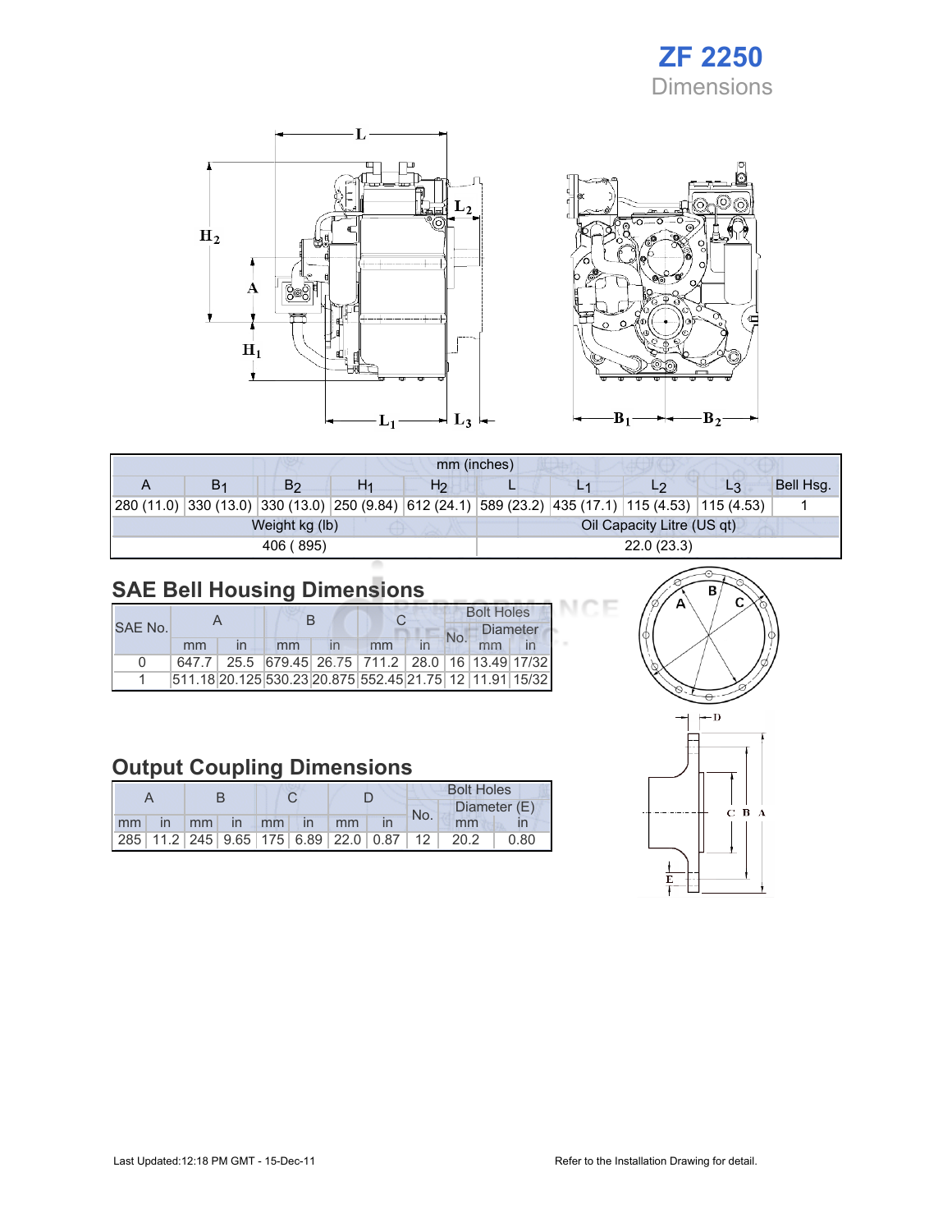# ZF 2250
## Dimensions

| mm (inches) | | | | | | | | | |
|---|---|---|---|---|---|---|---|---|---|
| A | $B_1$ | $B_2$ | $H_1$ | $H_2$ | L | $L_1$ | $L_2$ | $L_3$ | Bell Hsg. |
| 280 (11.0) | 330 (13.0) | 330 (13.0) | 250 (9.84) | 612 (24.1) | 589 (23.2) | 435 (17.1) | 115 (4.53) | 115 (4.53) | 1 |

| Weight kg (lb) | Oil Capacity Litre (US qt) |
|---|---|
| 406 ( 895) | 22.0 (23.3) |

## SAE Bell Housing Dimensions

| SAE No. | A | | B | | C | | Bolt Holes | | |
|---|---|---|---|---|---|---|---|---|---|
| | | | | | | | No. | Diameter | |
| | mm | in | mm | in | mm | in | | mm | in |
| 0 | 647.7 | 25.5 | 679.45 | 26.75 | 711.2 | 28.0 | 16 | 13.49 | 17/32 |
| 1 | 511.18 | 20.125 | 530.23 | 20.875 | 552.45 | 21.75 | 12 | 11.91 | 15/32 |

## Output Coupling Dimensions

| A | | B | | C | | D | | Bolt Holes | | |
|---|---|---|---|---|---|---|---|---|---|---|
| | | | | | | | | No. | Diameter (E) | |
| mm | in | mm | in | mm | in | mm | in | | mm | in |
| 285 | 11.2 | 245 | 9.65 | 175 | 6.89 | 22.0 | 0.87 | 12 | 20.2 | 0.80 |

Last Updated:12:18 PM GMT - 15-Dec-11

Refer to the Installation Drawing for detail.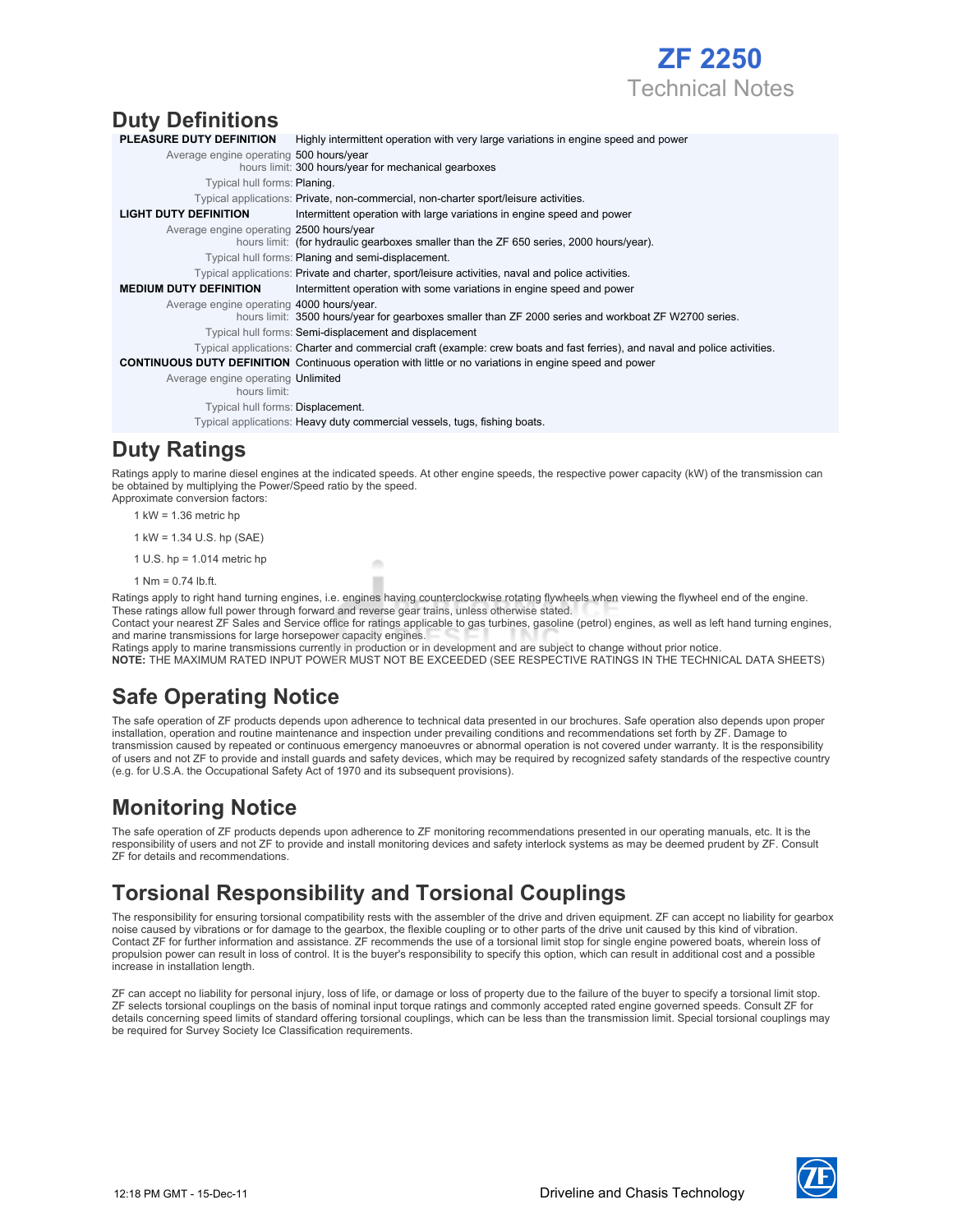# ZF 2250

## Technical Notes

## Duty Definitions

| | |
|---|---|
| **PLEASURE DUTY DEFINITION** | Highly intermittent operation with very large variations in engine speed and power |
| Average engine operating hours limit: | 500 hours/year<br>300 hours/year for mechanical gearboxes |
| Typical hull forms: | Planing. |
| Typical applications: | Private, non-commercial, non-charter sport/leisure activities. |
| **LIGHT DUTY DEFINITION** | Intermittent operation with large variations in engine speed and power |
| Average engine operating hours limit: | 2500 hours/year<br>(for hydraulic gearboxes smaller than the ZF 650 series, 2000 hours/year). |
| Typical hull forms: | Planing and semi-displacement. |
| Typical applications: | Private and charter, sport/leisure activities, naval and police activities. |
| **MEDIUM DUTY DEFINITION** | Intermittent operation with some variations in engine speed and power |
| Average engine operating hours limit: | 4000 hours/year.<br>3500 hours/year for gearboxes smaller than ZF 2000 series and workboat ZF W2700 series. |
| Typical hull forms: | Semi-displacement and displacement |
| Typical applications: | Charter and commercial craft (example: crew boats and fast ferries), and naval and police activities. |
| **CONTINUOUS DUTY DEFINITION** | Continuous operation with little or no variations in engine speed and power |
| Average engine operating hours limit: | Unlimited |
| Typical hull forms: | Displacement. |
| Typical applications: | Heavy duty commercial vessels, tugs, fishing boats. |

## Duty Ratings

Ratings apply to marine diesel engines at the indicated speeds. At other engine speeds, the respective power capacity (kW) of the transmission can be obtained by multiplying the Power/Speed ratio by the speed.
Approximate conversion factors:

1 kW = 1.36 metric hp

1 kW = 1.34 U.S. hp (SAE)

1 U.S. hp = 1.014 metric hp

1 Nm = 0.74 lb.ft.

Ratings apply to right hand turning engines, i.e. engines having counterclockwise rotating flywheels when viewing the flywheel end of the engine. These ratings allow full power through forward and reverse gear trains, unless otherwise stated.
Contact your nearest ZF Sales and Service office for ratings applicable to gas turbines, gasoline (petrol) engines, as well as left hand turning engines, and marine transmissions for large horsepower capacity engines.
Ratings apply to marine transmissions currently in production or in development and are subject to change without prior notice.
**NOTE:** THE MAXIMUM RATED INPUT POWER MUST NOT BE EXCEEDED (SEE RESPECTIVE RATINGS IN THE TECHNICAL DATA SHEETS)

## Safe Operating Notice

The safe operation of ZF products depends upon adherence to technical data presented in our brochures. Safe operation also depends upon proper installation, operation and routine maintenance and inspection under prevailing conditions and recommendations set forth by ZF. Damage to transmission caused by repeated or continuous emergency manoeuvres or abnormal operation is not covered under warranty. It is the responsibility of users and not ZF to provide and install guards and safety devices, which may be required by recognized safety standards of the respective country (e.g. for U.S.A. the Occupational Safety Act of 1970 and its subsequent provisions).

## Monitoring Notice

The safe operation of ZF products depends upon adherence to ZF monitoring recommendations presented in our operating manuals, etc. It is the responsibility of users and not ZF to provide and install monitoring devices and safety interlock systems as may be deemed prudent by ZF. Consult ZF for details and recommendations.

## Torsional Responsibility and Torsional Couplings

The responsibility for ensuring torsional compatibility rests with the assembler of the drive and driven equipment. ZF can accept no liability for gearbox noise caused by vibrations or for damage to the gearbox, the flexible coupling or to other parts of the drive unit caused by this kind of vibration. Contact ZF for further information and assistance. ZF recommends the use of a torsional limit stop for single engine powered boats, wherein loss of propulsion power can result in loss of control. It is the buyer's responsibility to specify this option, which can result in additional cost and a possible increase in installation length.

ZF can accept no liability for personal injury, loss of life, or damage or loss of property due to the failure of the buyer to specify a torsional limit stop. ZF selects torsional couplings on the basis of nominal input torque ratings and commonly accepted rated engine governed speeds. Consult ZF for details concerning speed limits of standard offering torsional couplings, which can be less than the transmission limit. Special torsional couplings may be required for Survey Society Ice Classification requirements.

12:18 PM GMT - 15-Dec-11

Driveline and Chasis Technology